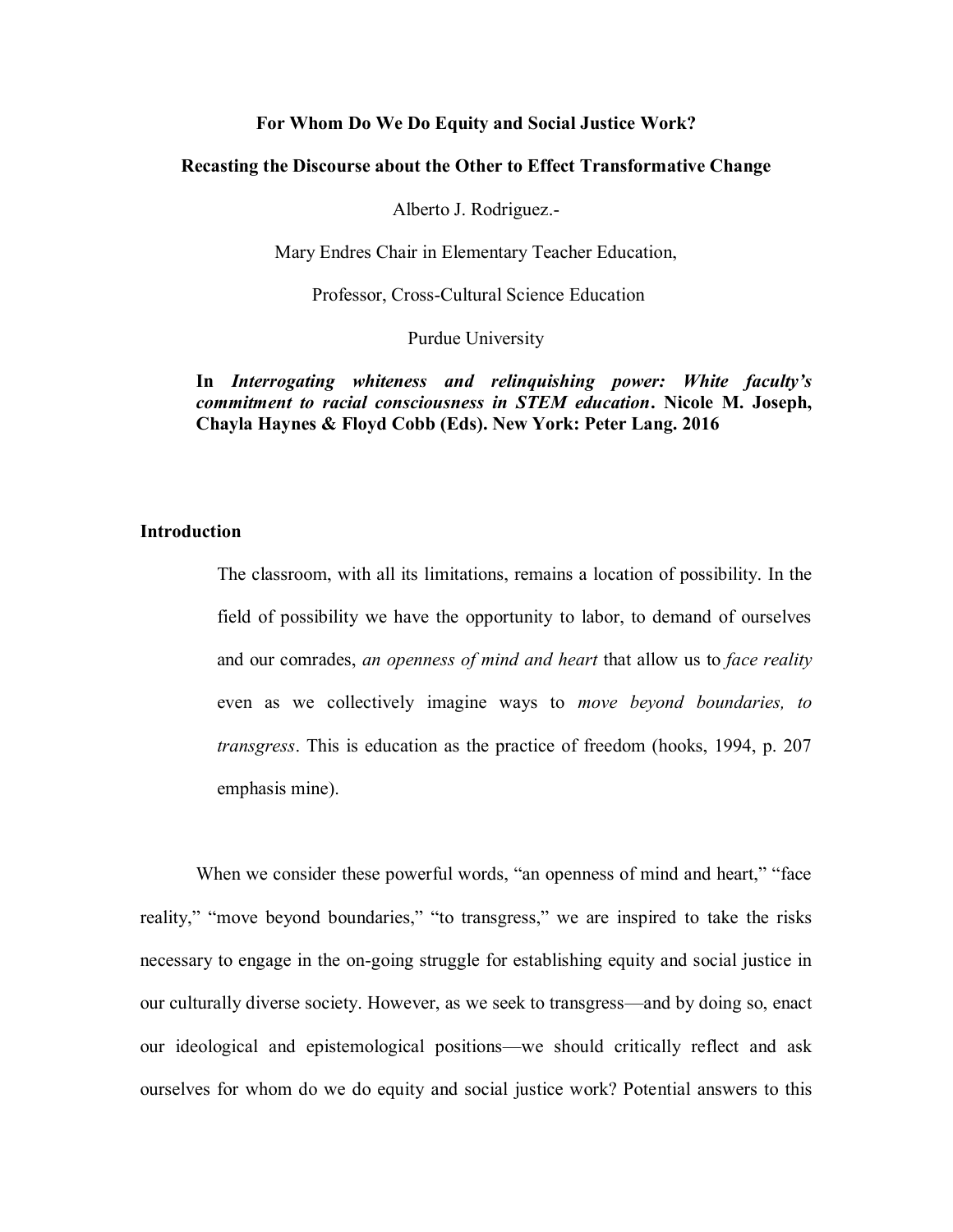# For Whom Do We Do Equity and Social Justice Work?

## Recasting the Discourse about the Other to Effect Transformative Change

Alberto J. Rodriguez.-

Mary Endres Chair in Elementary Teacher Education,

Professor, Cross-Cultural Science Education

Purdue University

**In *Interrogating whiteness and relinquishing power: White faculty's commitment to racial consciousness in STEM education*. Nicole M. Joseph, Chayla Haynes & Floyd Cobb (Eds). New York: Peter Lang. 2016**

## Introduction

> The classroom, with all its limitations, remains a location of possibility. In the field of possibility we have the opportunity to labor, to demand of ourselves and our comrades, *an openness of mind and heart* that allow us to *face reality* even as we collectively imagine ways to *move beyond boundaries, to transgress*. This is education as the practice of freedom (hooks, 1994, p. 207 emphasis mine).

When we consider these powerful words, "an openness of mind and heart," "face reality," "move beyond boundaries," "to transgress," we are inspired to take the risks necessary to engage in the on-going struggle for establishing equity and social justice in our culturally diverse society. However, as we seek to transgress—and by doing so, enact our ideological and epistemological positions—we should critically reflect and ask ourselves for whom do we do equity and social justice work? Potential answers to this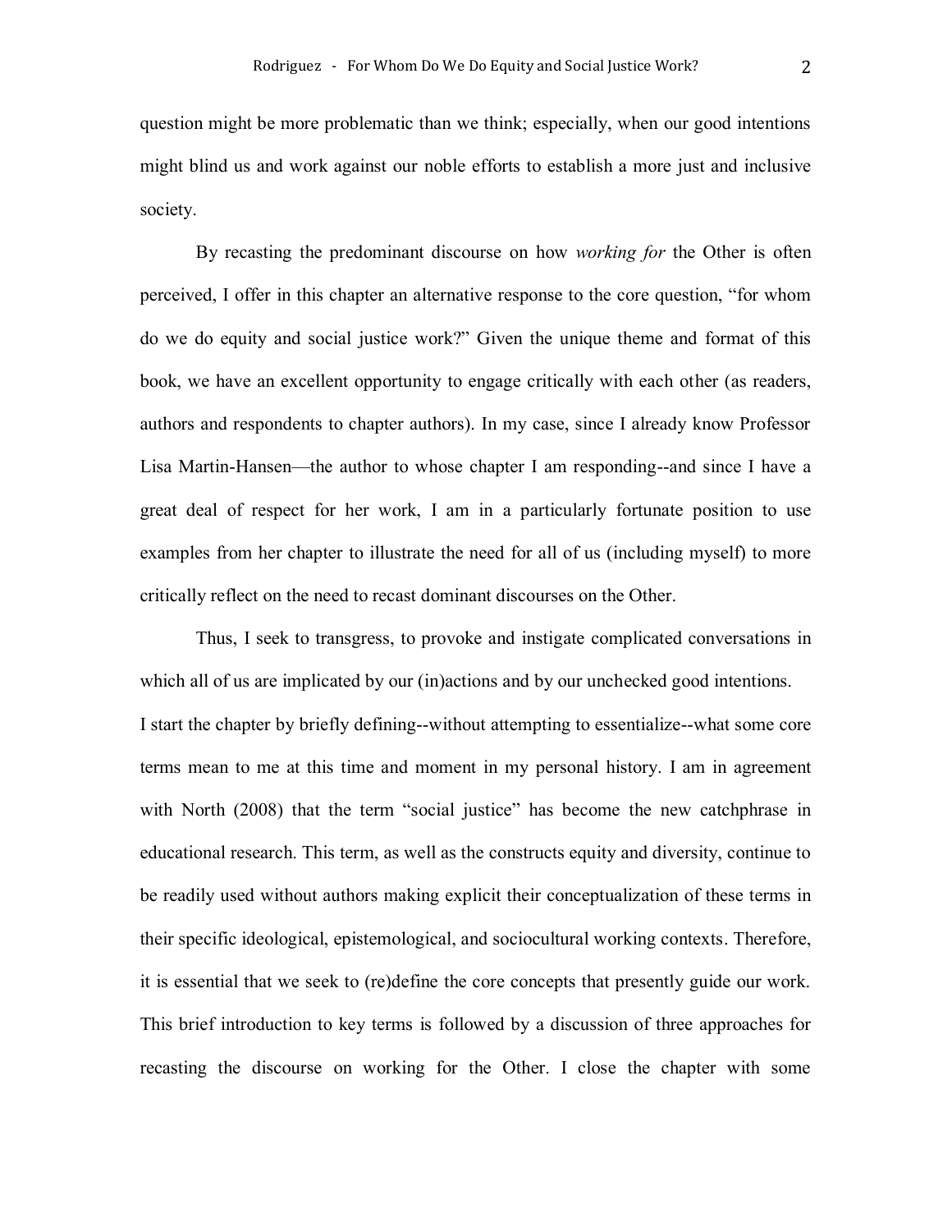question might be more problematic than we think; especially, when our good intentions might blind us and work against our noble efforts to establish a more just and inclusive society.

By recasting the predominant discourse on how *working for* the Other is often perceived, I offer in this chapter an alternative response to the core question, "for whom do we do equity and social justice work?" Given the unique theme and format of this book, we have an excellent opportunity to engage critically with each other (as readers, authors and respondents to chapter authors). In my case, since I already know Professor Lisa Martin-Hansen—the author to whose chapter I am responding--and since I have a great deal of respect for her work, I am in a particularly fortunate position to use examples from her chapter to illustrate the need for all of us (including myself) to more critically reflect on the need to recast dominant discourses on the Other.

Thus, I seek to transgress, to provoke and instigate complicated conversations in which all of us are implicated by our (in)actions and by our unchecked good intentions.

I start the chapter by briefly defining--without attempting to essentialize--what some core terms mean to me at this time and moment in my personal history. I am in agreement with North (2008) that the term "social justice" has become the new catchphrase in educational research. This term, as well as the constructs equity and diversity, continue to be readily used without authors making explicit their conceptualization of these terms in their specific ideological, epistemological, and sociocultural working contexts. Therefore, it is essential that we seek to (re)define the core concepts that presently guide our work. This brief introduction to key terms is followed by a discussion of three approaches for recasting the discourse on working for the Other. I close the chapter with some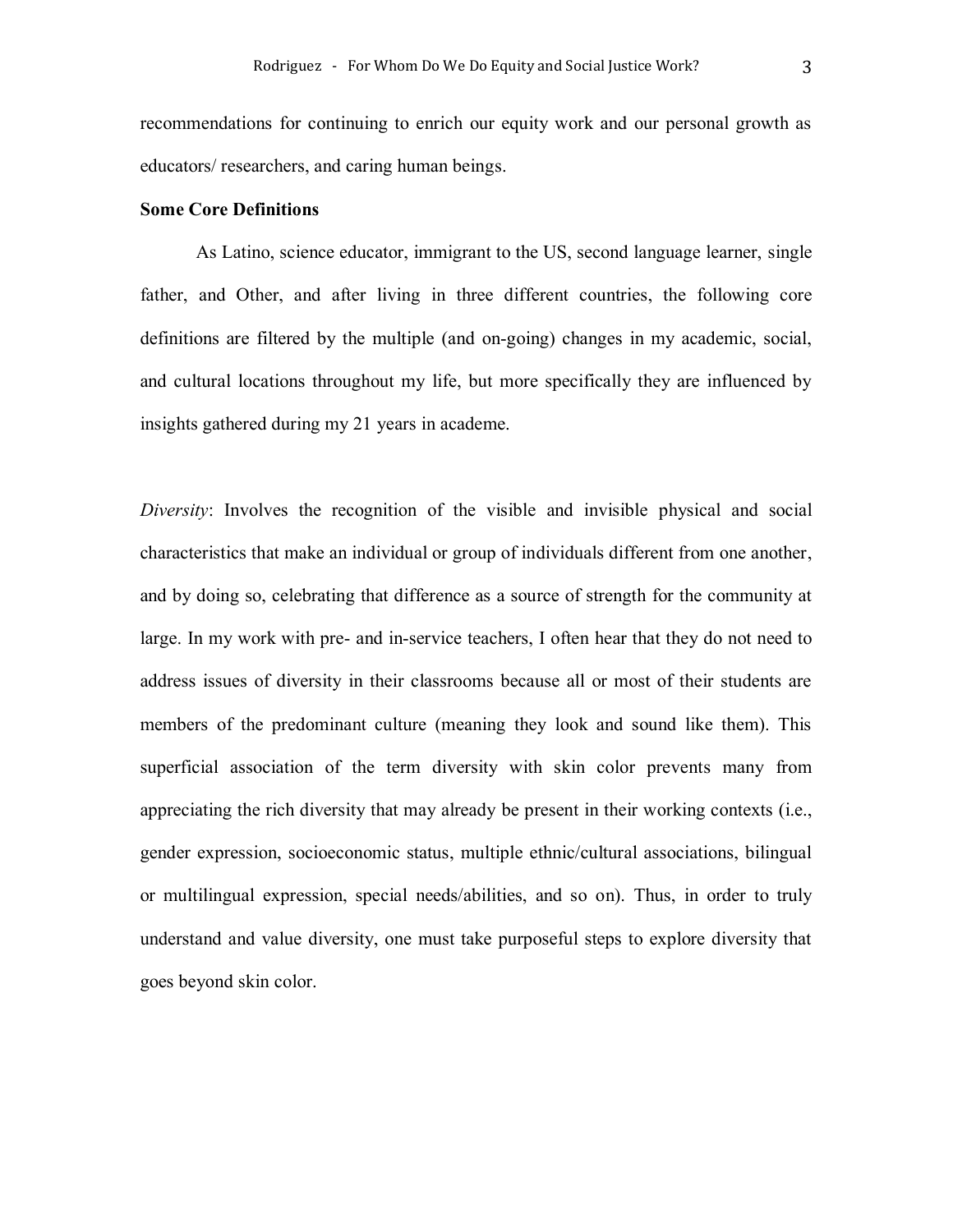recommendations for continuing to enrich our equity work and our personal growth as educators/ researchers, and caring human beings.

**Some Core Definitions**

As Latino, science educator, immigrant to the US, second language learner, single father, and Other, and after living in three different countries, the following core definitions are filtered by the multiple (and on-going) changes in my academic, social, and cultural locations throughout my life, but more specifically they are influenced by insights gathered during my 21 years in academe.

*Diversity*: Involves the recognition of the visible and invisible physical and social characteristics that make an individual or group of individuals different from one another, and by doing so, celebrating that difference as a source of strength for the community at large. In my work with pre- and in-service teachers, I often hear that they do not need to address issues of diversity in their classrooms because all or most of their students are members of the predominant culture (meaning they look and sound like them). This superficial association of the term diversity with skin color prevents many from appreciating the rich diversity that may already be present in their working contexts (i.e., gender expression, socioeconomic status, multiple ethnic/cultural associations, bilingual or multilingual expression, special needs/abilities, and so on). Thus, in order to truly understand and value diversity, one must take purposeful steps to explore diversity that goes beyond skin color.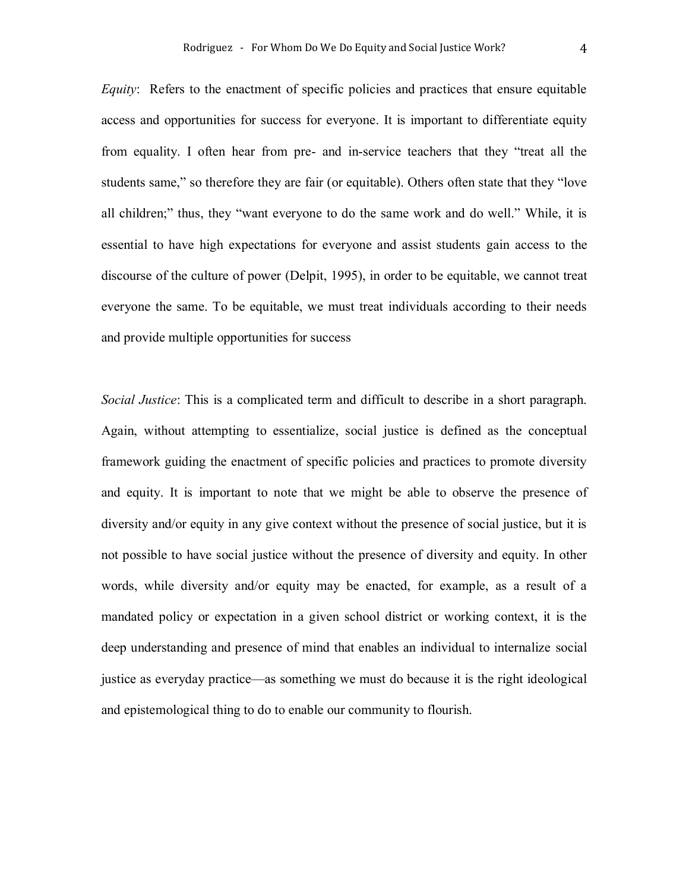*Equity*: Refers to the enactment of specific policies and practices that ensure equitable access and opportunities for success for everyone. It is important to differentiate equity from equality. I often hear from pre- and in-service teachers that they "treat all the students same," so therefore they are fair (or equitable). Others often state that they "love all children;" thus, they "want everyone to do the same work and do well." While, it is essential to have high expectations for everyone and assist students gain access to the discourse of the culture of power (Delpit, 1995), in order to be equitable, we cannot treat everyone the same. To be equitable, we must treat individuals according to their needs and provide multiple opportunities for success

*Social Justice*: This is a complicated term and difficult to describe in a short paragraph. Again, without attempting to essentialize, social justice is defined as the conceptual framework guiding the enactment of specific policies and practices to promote diversity and equity. It is important to note that we might be able to observe the presence of diversity and/or equity in any give context without the presence of social justice, but it is not possible to have social justice without the presence of diversity and equity. In other words, while diversity and/or equity may be enacted, for example, as a result of a mandated policy or expectation in a given school district or working context, it is the deep understanding and presence of mind that enables an individual to internalize social justice as everyday practice—as something we must do because it is the right ideological and epistemological thing to do to enable our community to flourish.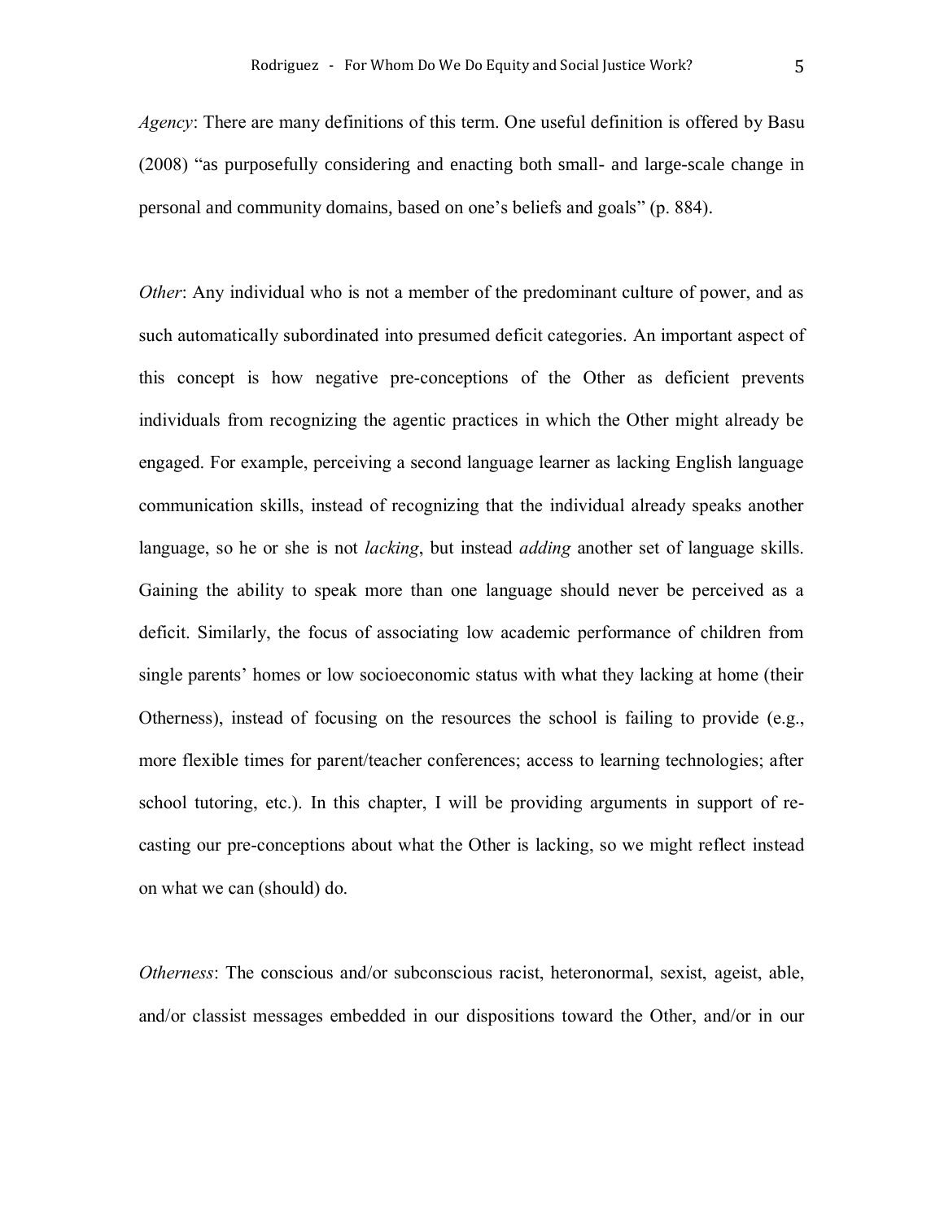*Agency*: There are many definitions of this term. One useful definition is offered by Basu (2008) "as purposefully considering and enacting both small- and large-scale change in personal and community domains, based on one's beliefs and goals" (p. 884).

*Other*: Any individual who is not a member of the predominant culture of power, and as such automatically subordinated into presumed deficit categories. An important aspect of this concept is how negative pre-conceptions of the Other as deficient prevents individuals from recognizing the agentic practices in which the Other might already be engaged. For example, perceiving a second language learner as lacking English language communication skills, instead of recognizing that the individual already speaks another language, so he or she is not *lacking*, but instead *adding* another set of language skills. Gaining the ability to speak more than one language should never be perceived as a deficit. Similarly, the focus of associating low academic performance of children from single parents' homes or low socioeconomic status with what they lacking at home (their Otherness), instead of focusing on the resources the school is failing to provide (e.g., more flexible times for parent/teacher conferences; access to learning technologies; after school tutoring, etc.). In this chapter, I will be providing arguments in support of re-casting our pre-conceptions about what the Other is lacking, so we might reflect instead on what we can (should) do.

*Otherness*: The conscious and/or subconscious racist, heteronormal, sexist, ageist, able, and/or classist messages embedded in our dispositions toward the Other, and/or in our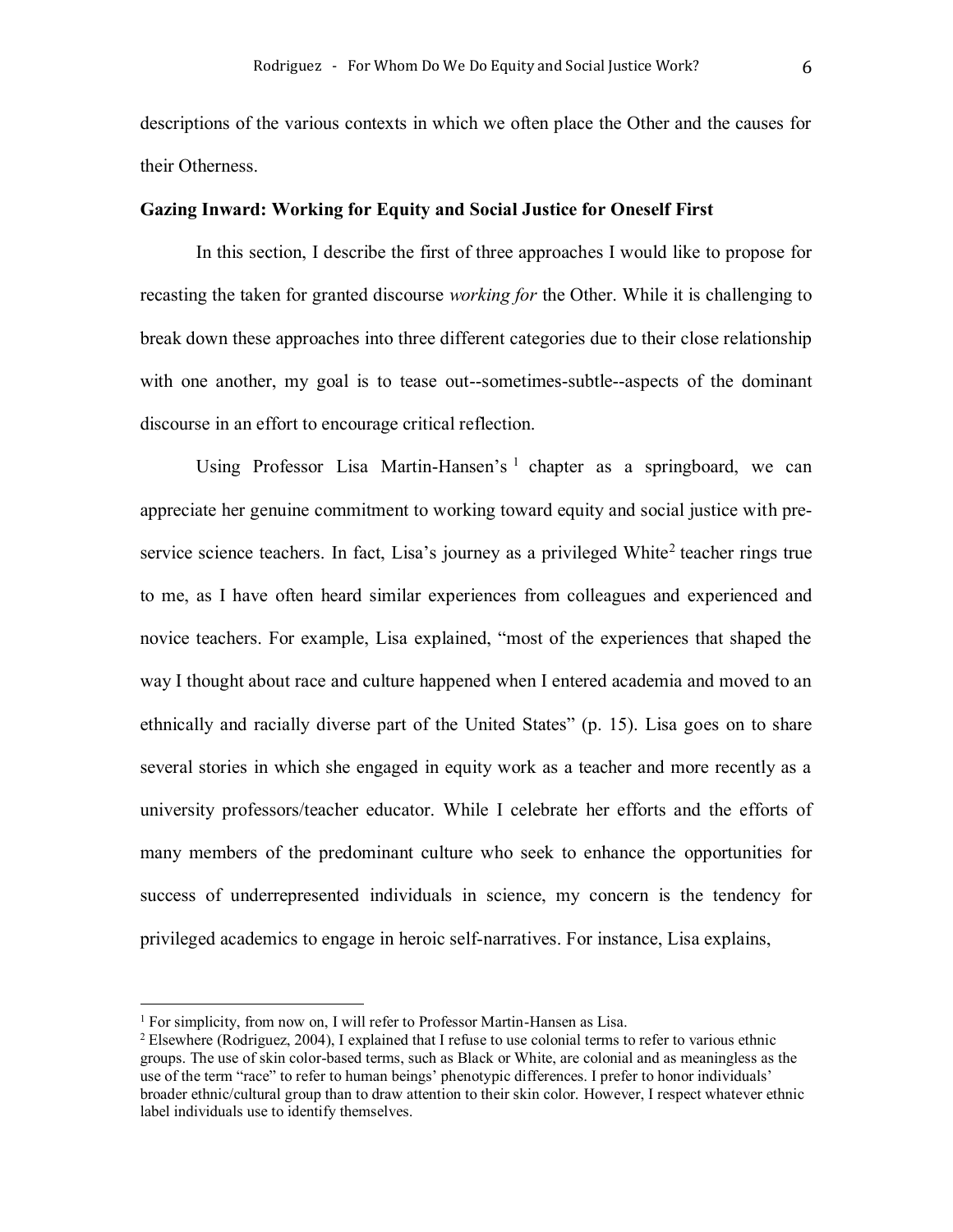descriptions of the various contexts in which we often place the Other and the causes for their Otherness.

**Gazing Inward: Working for Equity and Social Justice for Oneself First**

In this section, I describe the first of three approaches I would like to propose for recasting the taken for granted discourse *working for* the Other. While it is challenging to break down these approaches into three different categories due to their close relationship with one another, my goal is to tease out--sometimes-subtle--aspects of the dominant discourse in an effort to encourage critical reflection.

Using Professor Lisa Martin-Hansen's [1] chapter as a springboard, we can appreciate her genuine commitment to working toward equity and social justice with pre-service science teachers. In fact, Lisa's journey as a privileged White[2] teacher rings true to me, as I have often heard similar experiences from colleagues and experienced and novice teachers. For example, Lisa explained, "most of the experiences that shaped the way I thought about race and culture happened when I entered academia and moved to an ethnically and racially diverse part of the United States" (p. 15). Lisa goes on to share several stories in which she engaged in equity work as a teacher and more recently as a university professors/teacher educator. While I celebrate her efforts and the efforts of many members of the predominant culture who seek to enhance the opportunities for success of underrepresented individuals in science, my concern is the tendency for privileged academics to engage in heroic self-narratives. For instance, Lisa explains,

---

[1] For simplicity, from now on, I will refer to Professor Martin-Hansen as Lisa.

[2] Elsewhere (Rodriguez, 2004), I explained that I refuse to use colonial terms to refer to various ethnic groups. The use of skin color-based terms, such as Black or White, are colonial and as meaningless as the use of the term "race" to refer to human beings' phenotypic differences. I prefer to honor individuals' broader ethnic/cultural group than to draw attention to their skin color. However, I respect whatever ethnic label individuals use to identify themselves.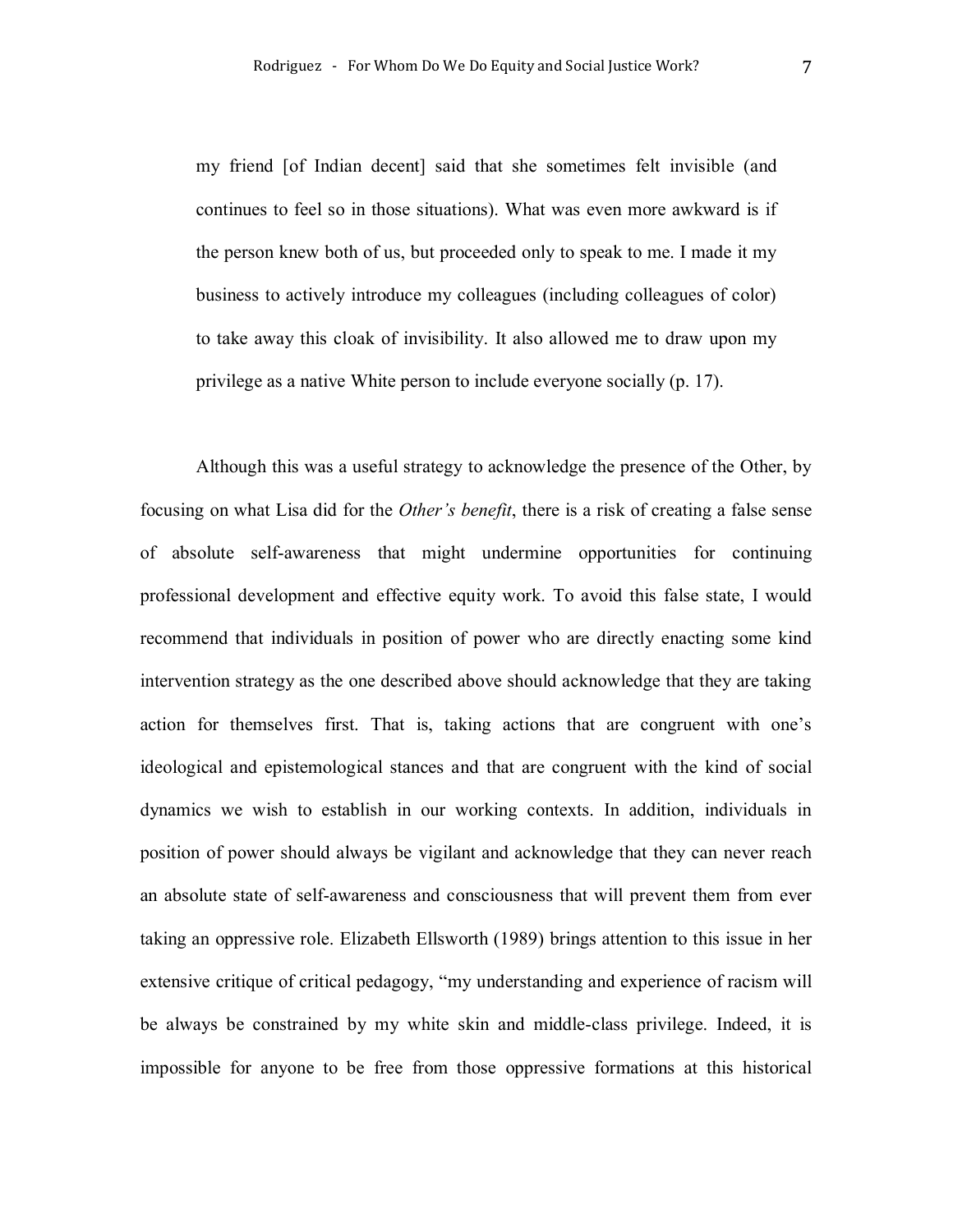> my friend [of Indian decent] said that she sometimes felt invisible (and continues to feel so in those situations). What was even more awkward is if the person knew both of us, but proceeded only to speak to me. I made it my business to actively introduce my colleagues (including colleagues of color) to take away this cloak of invisibility. It also allowed me to draw upon my privilege as a native White person to include everyone socially (p. 17).

Although this was a useful strategy to acknowledge the presence of the Other, by focusing on what Lisa did for the *Other's benefit*, there is a risk of creating a false sense of absolute self-awareness that might undermine opportunities for continuing professional development and effective equity work. To avoid this false state, I would recommend that individuals in position of power who are directly enacting some kind intervention strategy as the one described above should acknowledge that they are taking action for themselves first. That is, taking actions that are congruent with one's ideological and epistemological stances and that are congruent with the kind of social dynamics we wish to establish in our working contexts. In addition, individuals in position of power should always be vigilant and acknowledge that they can never reach an absolute state of self-awareness and consciousness that will prevent them from ever taking an oppressive role. Elizabeth Ellsworth (1989) brings attention to this issue in her extensive critique of critical pedagogy, "my understanding and experience of racism will be always be constrained by my white skin and middle-class privilege. Indeed, it is impossible for anyone to be free from those oppressive formations at this historical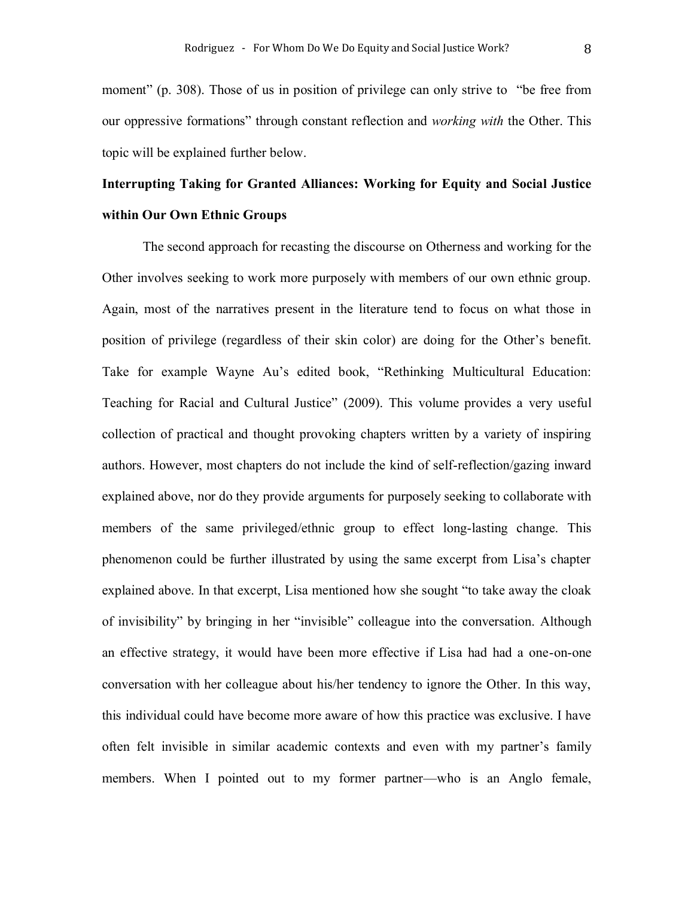moment" (p. 308). Those of us in position of privilege can only strive to "be free from our oppressive formations" through constant reflection and *working with* the Other. This topic will be explained further below.

## Interrupting Taking for Granted Alliances: Working for Equity and Social Justice within Our Own Ethnic Groups

The second approach for recasting the discourse on Otherness and working for the Other involves seeking to work more purposely with members of our own ethnic group. Again, most of the narratives present in the literature tend to focus on what those in position of privilege (regardless of their skin color) are doing for the Other's benefit. Take for example Wayne Au's edited book, "Rethinking Multicultural Education: Teaching for Racial and Cultural Justice" (2009). This volume provides a very useful collection of practical and thought provoking chapters written by a variety of inspiring authors. However, most chapters do not include the kind of self-reflection/gazing inward explained above, nor do they provide arguments for purposely seeking to collaborate with members of the same privileged/ethnic group to effect long-lasting change. This phenomenon could be further illustrated by using the same excerpt from Lisa's chapter explained above. In that excerpt, Lisa mentioned how she sought "to take away the cloak of invisibility" by bringing in her "invisible" colleague into the conversation. Although an effective strategy, it would have been more effective if Lisa had had a one-on-one conversation with her colleague about his/her tendency to ignore the Other. In this way, this individual could have become more aware of how this practice was exclusive. I have often felt invisible in similar academic contexts and even with my partner's family members. When I pointed out to my former partner—who is an Anglo female,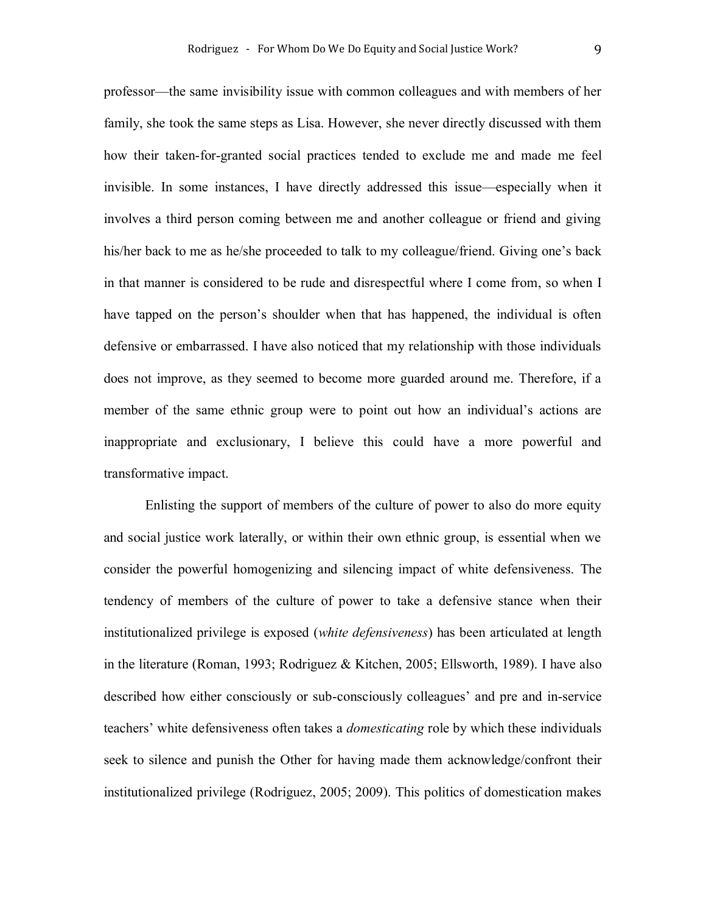professor—the same invisibility issue with common colleagues and with members of her family, she took the same steps as Lisa. However, she never directly discussed with them how their taken-for-granted social practices tended to exclude me and made me feel invisible. In some instances, I have directly addressed this issue—especially when it involves a third person coming between me and another colleague or friend and giving his/her back to me as he/she proceeded to talk to my colleague/friend. Giving one's back in that manner is considered to be rude and disrespectful where I come from, so when I have tapped on the person's shoulder when that has happened, the individual is often defensive or embarrassed. I have also noticed that my relationship with those individuals does not improve, as they seemed to become more guarded around me. Therefore, if a member of the same ethnic group were to point out how an individual's actions are inappropriate and exclusionary, I believe this could have a more powerful and transformative impact.

Enlisting the support of members of the culture of power to also do more equity and social justice work laterally, or within their own ethnic group, is essential when we consider the powerful homogenizing and silencing impact of white defensiveness. The tendency of members of the culture of power to take a defensive stance when their institutionalized privilege is exposed (*white defensiveness*) has been articulated at length in the literature (Roman, 1993; Rodriguez & Kitchen, 2005; Ellsworth, 1989). I have also described how either consciously or sub-consciously colleagues' and pre and in-service teachers' white defensiveness often takes a *domesticating* role by which these individuals seek to silence and punish the Other for having made them acknowledge/confront their institutionalized privilege (Rodriguez, 2005; 2009). This politics of domestication makes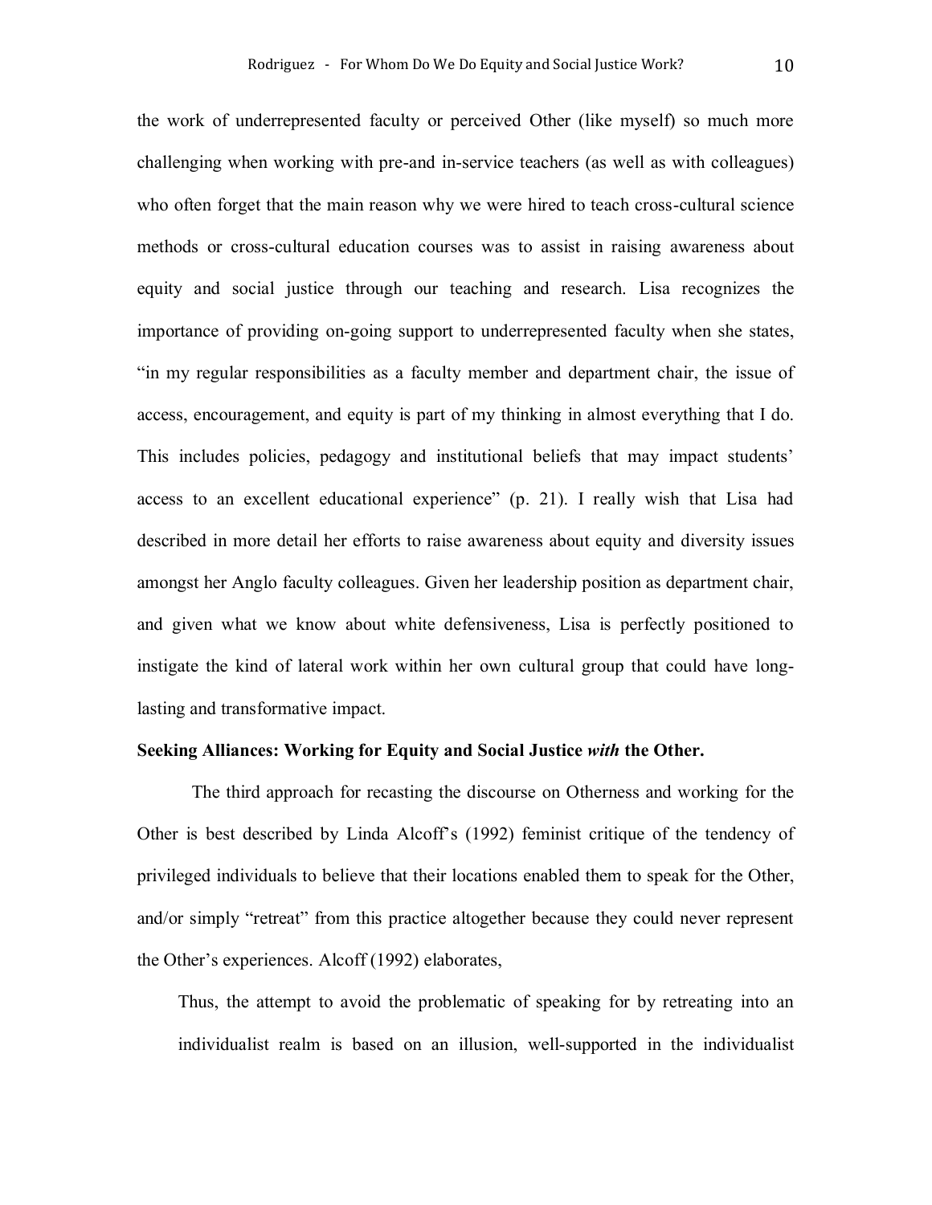the work of underrepresented faculty or perceived Other (like myself) so much more challenging when working with pre-and in-service teachers (as well as with colleagues) who often forget that the main reason why we were hired to teach cross-cultural science methods or cross-cultural education courses was to assist in raising awareness about equity and social justice through our teaching and research. Lisa recognizes the importance of providing on-going support to underrepresented faculty when she states, "in my regular responsibilities as a faculty member and department chair, the issue of access, encouragement, and equity is part of my thinking in almost everything that I do. This includes policies, pedagogy and institutional beliefs that may impact students' access to an excellent educational experience" (p. 21). I really wish that Lisa had described in more detail her efforts to raise awareness about equity and diversity issues amongst her Anglo faculty colleagues. Given her leadership position as department chair, and given what we know about white defensiveness, Lisa is perfectly positioned to instigate the kind of lateral work within her own cultural group that could have long-lasting and transformative impact.

**Seeking Alliances: Working for Equity and Social Justice *with* the Other.**

The third approach for recasting the discourse on Otherness and working for the Other is best described by Linda Alcoff's (1992) feminist critique of the tendency of privileged individuals to believe that their locations enabled them to speak for the Other, and/or simply "retreat" from this practice altogether because they could never represent the Other's experiences. Alcoff (1992) elaborates,

> Thus, the attempt to avoid the problematic of speaking for by retreating into an individualist realm is based on an illusion, well-supported in the individualist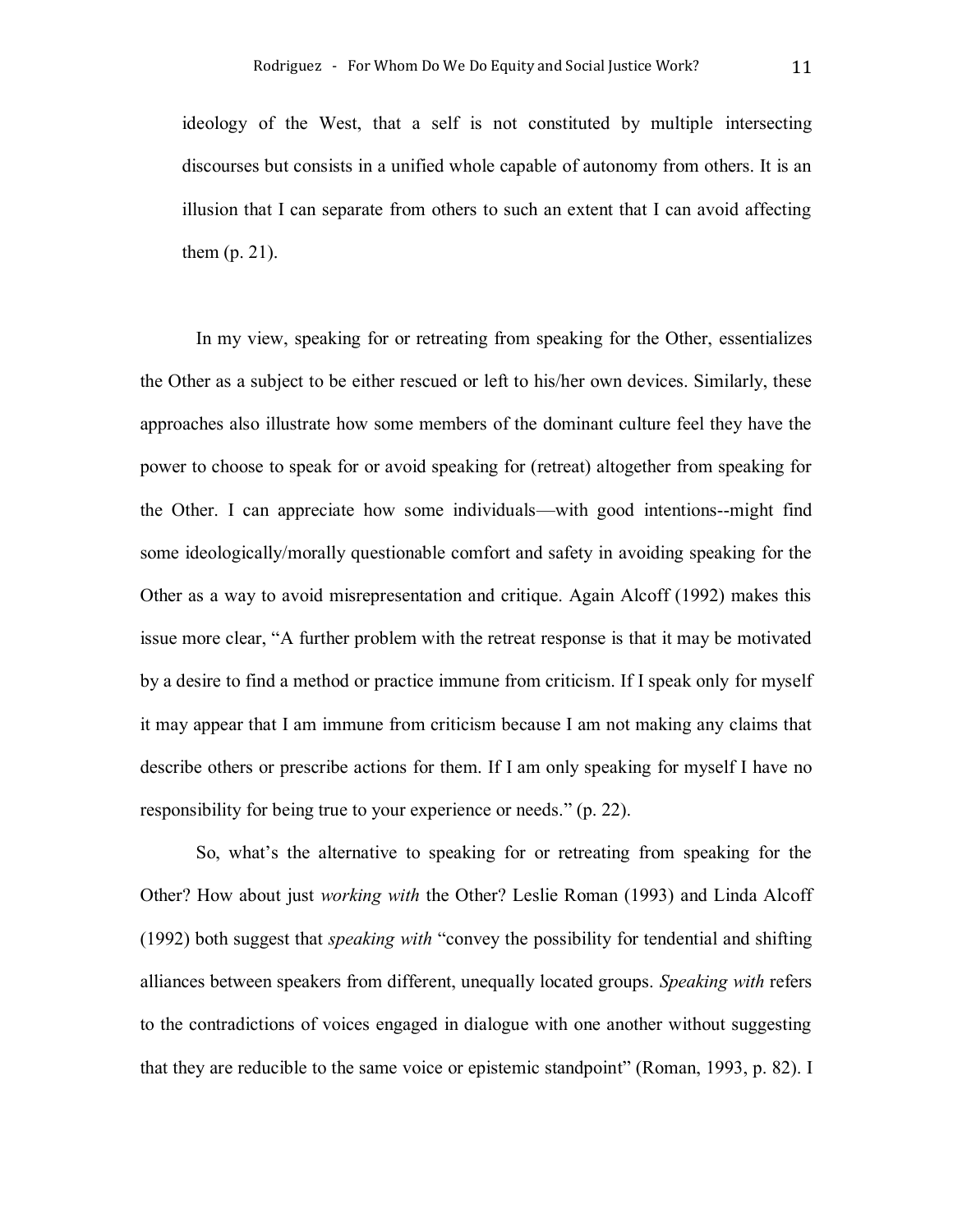ideology of the West, that a self is not constituted by multiple intersecting discourses but consists in a unified whole capable of autonomy from others. It is an illusion that I can separate from others to such an extent that I can avoid affecting them (p. 21).

In my view, speaking for or retreating from speaking for the Other, essentializes the Other as a subject to be either rescued or left to his/her own devices. Similarly, these approaches also illustrate how some members of the dominant culture feel they have the power to choose to speak for or avoid speaking for (retreat) altogether from speaking for the Other. I can appreciate how some individuals—with good intentions--might find some ideologically/morally questionable comfort and safety in avoiding speaking for the Other as a way to avoid misrepresentation and critique. Again Alcoff (1992) makes this issue more clear, "A further problem with the retreat response is that it may be motivated by a desire to find a method or practice immune from criticism. If I speak only for myself it may appear that I am immune from criticism because I am not making any claims that describe others or prescribe actions for them. If I am only speaking for myself I have no responsibility for being true to your experience or needs." (p. 22).

So, what's the alternative to speaking for or retreating from speaking for the Other? How about just *working with* the Other? Leslie Roman (1993) and Linda Alcoff (1992) both suggest that *speaking with* "convey the possibility for tendential and shifting alliances between speakers from different, unequally located groups. *Speaking with* refers to the contradictions of voices engaged in dialogue with one another without suggesting that they are reducible to the same voice or epistemic standpoint" (Roman, 1993, p. 82). I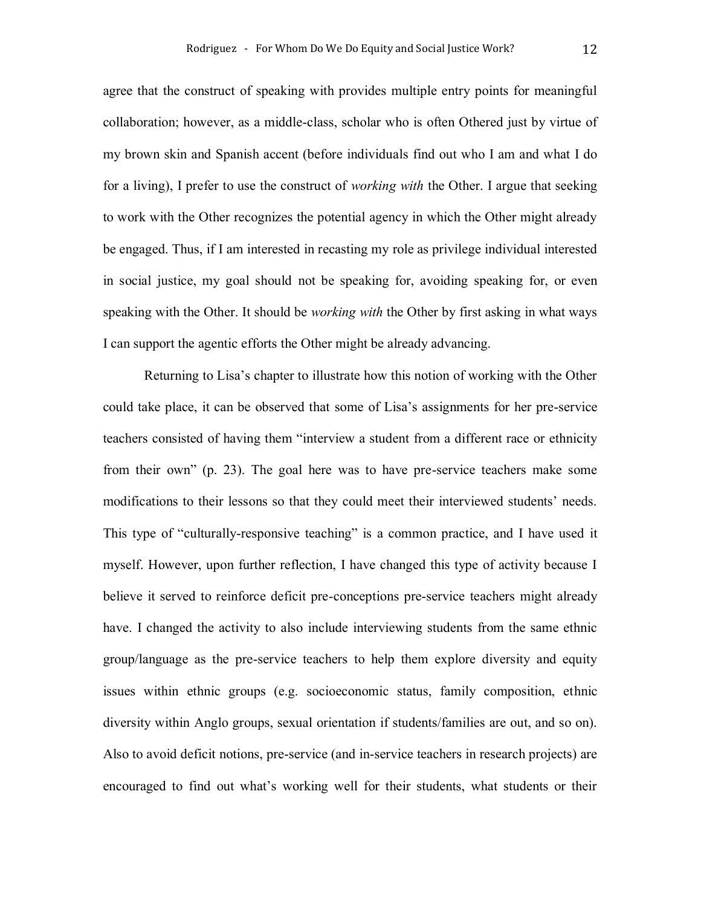agree that the construct of speaking with provides multiple entry points for meaningful collaboration; however, as a middle-class, scholar who is often Othered just by virtue of my brown skin and Spanish accent (before individuals find out who I am and what I do for a living), I prefer to use the construct of *working with* the Other. I argue that seeking to work with the Other recognizes the potential agency in which the Other might already be engaged. Thus, if I am interested in recasting my role as privilege individual interested in social justice, my goal should not be speaking for, avoiding speaking for, or even speaking with the Other. It should be *working with* the Other by first asking in what ways I can support the agentic efforts the Other might be already advancing.

Returning to Lisa's chapter to illustrate how this notion of working with the Other could take place, it can be observed that some of Lisa's assignments for her pre-service teachers consisted of having them "interview a student from a different race or ethnicity from their own" (p. 23). The goal here was to have pre-service teachers make some modifications to their lessons so that they could meet their interviewed students' needs. This type of "culturally-responsive teaching" is a common practice, and I have used it myself. However, upon further reflection, I have changed this type of activity because I believe it served to reinforce deficit pre-conceptions pre-service teachers might already have. I changed the activity to also include interviewing students from the same ethnic group/language as the pre-service teachers to help them explore diversity and equity issues within ethnic groups (e.g. socioeconomic status, family composition, ethnic diversity within Anglo groups, sexual orientation if students/families are out, and so on). Also to avoid deficit notions, pre-service (and in-service teachers in research projects) are encouraged to find out what's working well for their students, what students or their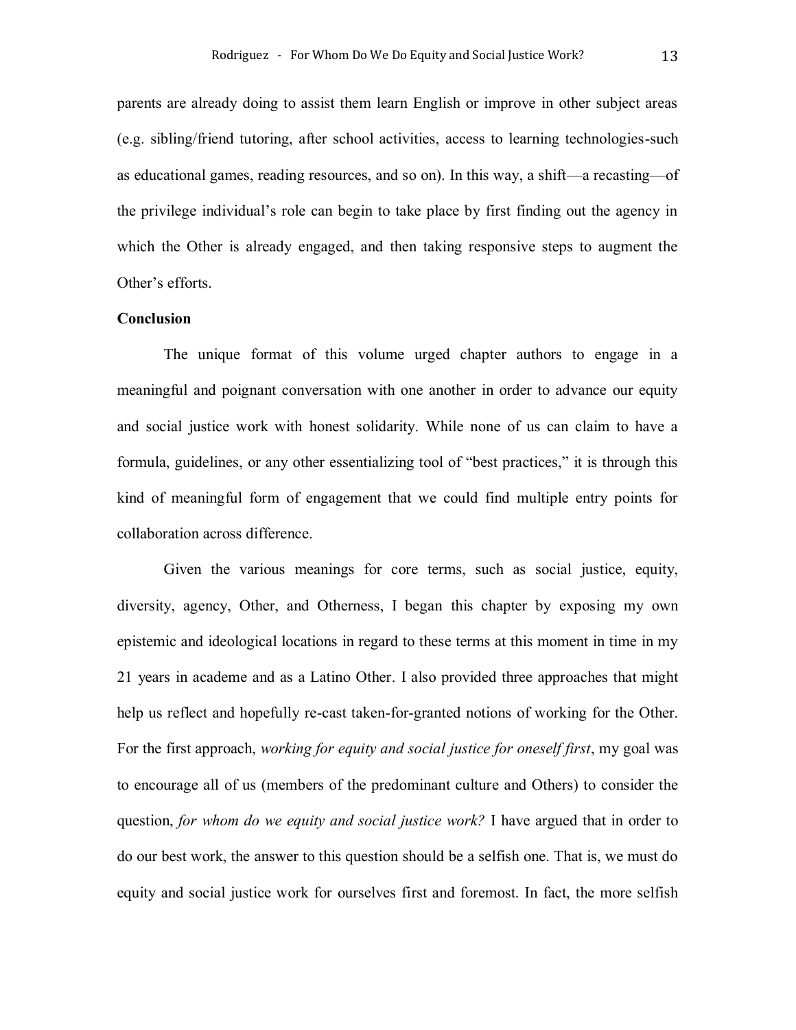parents are already doing to assist them learn English or improve in other subject areas (e.g. sibling/friend tutoring, after school activities, access to learning technologies-such as educational games, reading resources, and so on). In this way, a shift—a recasting—of the privilege individual's role can begin to take place by first finding out the agency in which the Other is already engaged, and then taking responsive steps to augment the Other's efforts.

**Conclusion**

The unique format of this volume urged chapter authors to engage in a meaningful and poignant conversation with one another in order to advance our equity and social justice work with honest solidarity. While none of us can claim to have a formula, guidelines, or any other essentializing tool of "best practices," it is through this kind of meaningful form of engagement that we could find multiple entry points for collaboration across difference.

Given the various meanings for core terms, such as social justice, equity, diversity, agency, Other, and Otherness, I began this chapter by exposing my own epistemic and ideological locations in regard to these terms at this moment in time in my 21 years in academe and as a Latino Other. I also provided three approaches that might help us reflect and hopefully re-cast taken-for-granted notions of working for the Other. For the first approach, *working for equity and social justice for oneself first*, my goal was to encourage all of us (members of the predominant culture and Others) to consider the question, *for whom do we equity and social justice work?* I have argued that in order to do our best work, the answer to this question should be a selfish one. That is, we must do equity and social justice work for ourselves first and foremost. In fact, the more selfish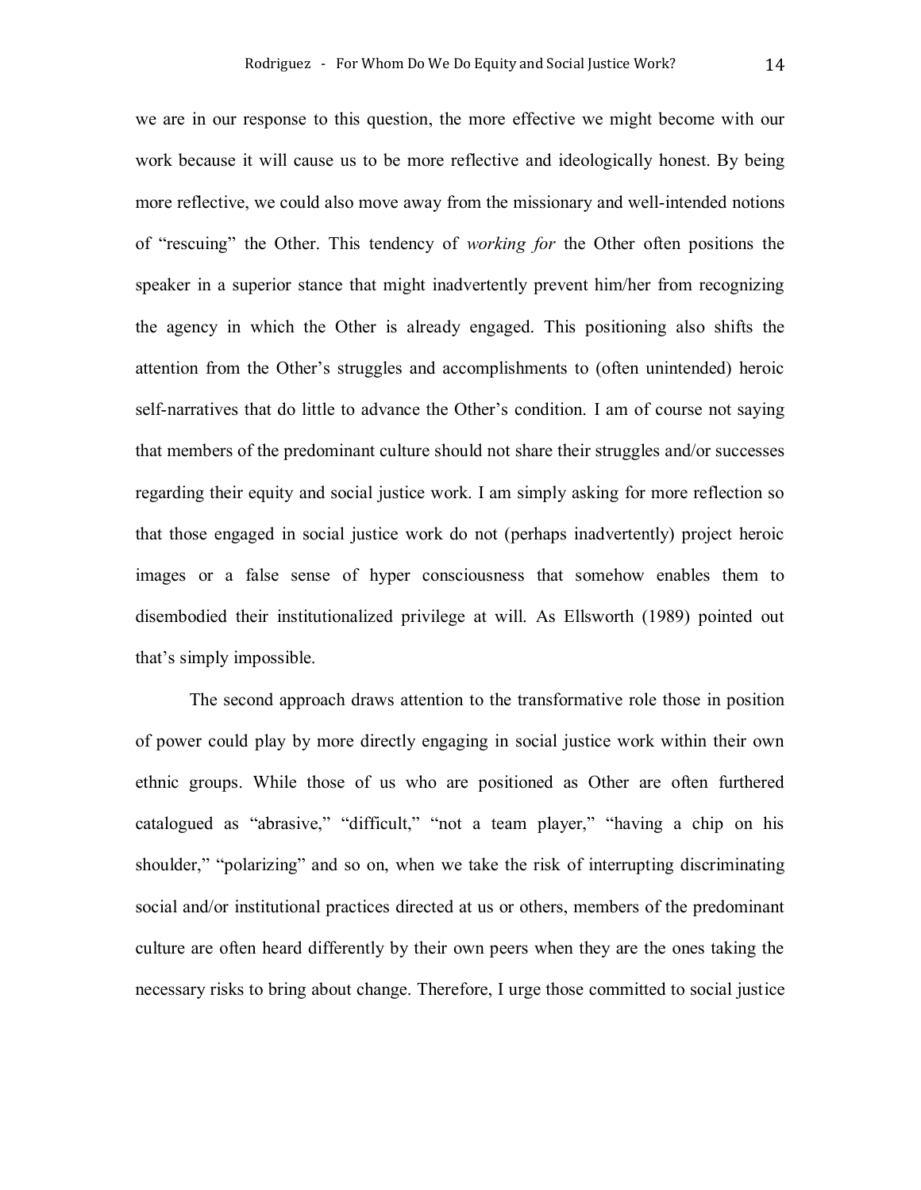we are in our response to this question, the more effective we might become with our work because it will cause us to be more reflective and ideologically honest. By being more reflective, we could also move away from the missionary and well-intended notions of "rescuing" the Other. This tendency of *working for* the Other often positions the speaker in a superior stance that might inadvertently prevent him/her from recognizing the agency in which the Other is already engaged. This positioning also shifts the attention from the Other's struggles and accomplishments to (often unintended) heroic self-narratives that do little to advance the Other's condition. I am of course not saying that members of the predominant culture should not share their struggles and/or successes regarding their equity and social justice work. I am simply asking for more reflection so that those engaged in social justice work do not (perhaps inadvertently) project heroic images or a false sense of hyper consciousness that somehow enables them to disembodied their institutionalized privilege at will. As Ellsworth (1989) pointed out that's simply impossible.

The second approach draws attention to the transformative role those in position of power could play by more directly engaging in social justice work within their own ethnic groups. While those of us who are positioned as Other are often furthered catalogued as "abrasive," "difficult," "not a team player," "having a chip on his shoulder," "polarizing" and so on, when we take the risk of interrupting discriminating social and/or institutional practices directed at us or others, members of the predominant culture are often heard differently by their own peers when they are the ones taking the necessary risks to bring about change. Therefore, I urge those committed to social justice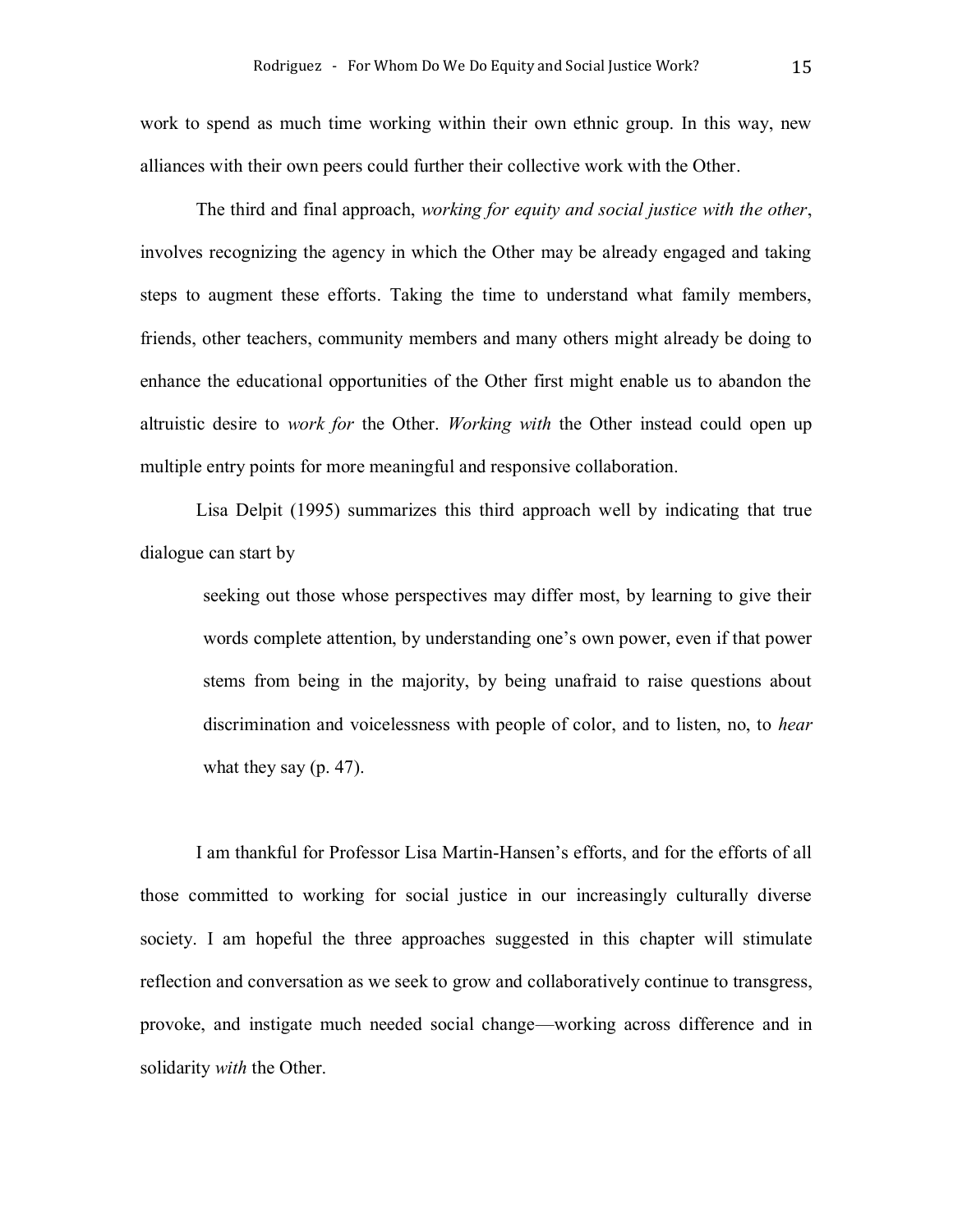work to spend as much time working within their own ethnic group. In this way, new alliances with their own peers could further their collective work with the Other.

The third and final approach, *working for equity and social justice with the other*, involves recognizing the agency in which the Other may be already engaged and taking steps to augment these efforts. Taking the time to understand what family members, friends, other teachers, community members and many others might already be doing to enhance the educational opportunities of the Other first might enable us to abandon the altruistic desire to *work for* the Other. *Working with* the Other instead could open up multiple entry points for more meaningful and responsive collaboration.

Lisa Delpit (1995) summarizes this third approach well by indicating that true dialogue can start by

> seeking out those whose perspectives may differ most, by learning to give their words complete attention, by understanding one's own power, even if that power stems from being in the majority, by being unafraid to raise questions about discrimination and voicelessness with people of color, and to listen, no, to *hear* what they say (p. 47).

I am thankful for Professor Lisa Martin-Hansen's efforts, and for the efforts of all those committed to working for social justice in our increasingly culturally diverse society. I am hopeful the three approaches suggested in this chapter will stimulate reflection and conversation as we seek to grow and collaboratively continue to transgress, provoke, and instigate much needed social change—working across difference and in solidarity *with* the Other.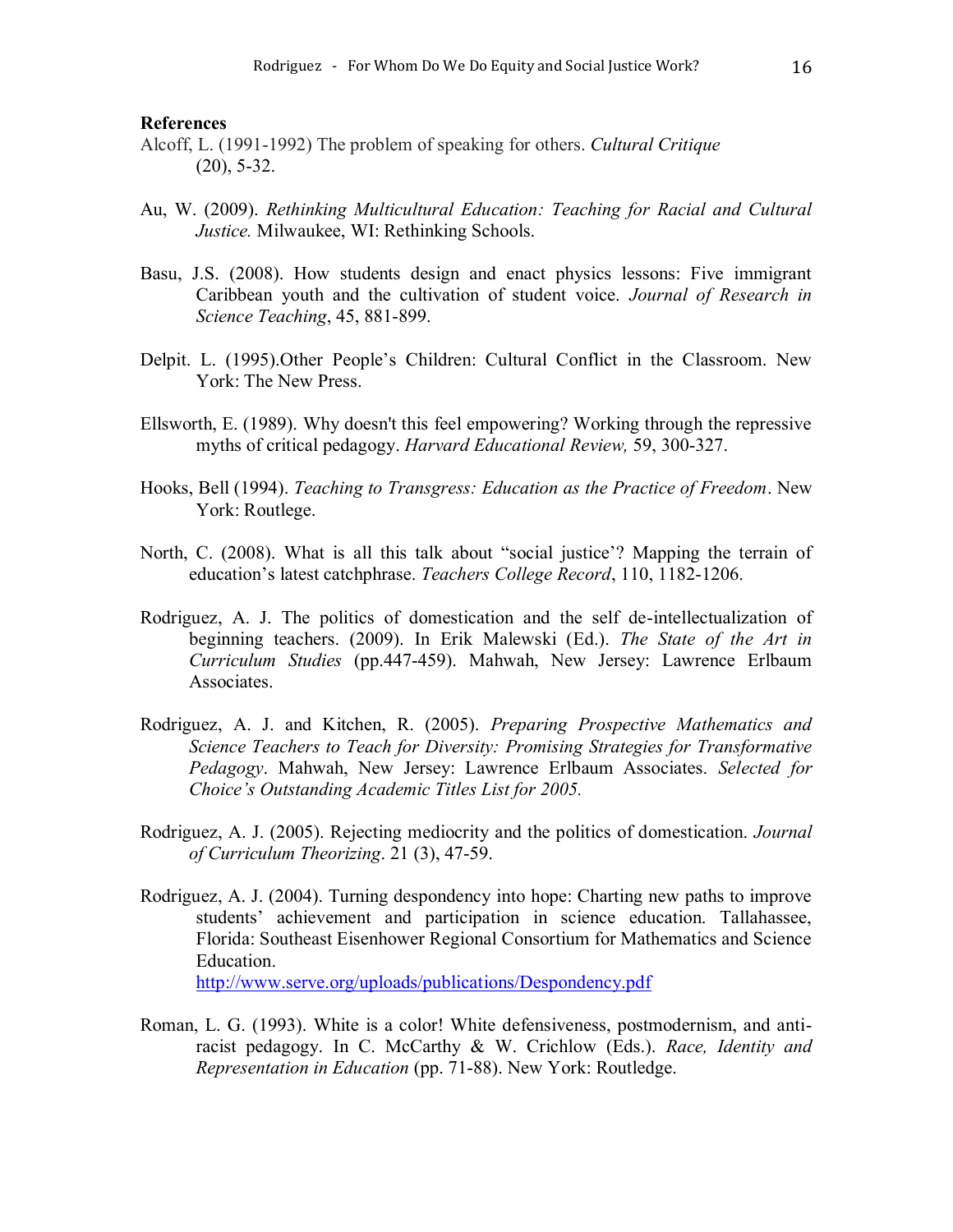**References**

Alcoff, L. (1991-1992) The problem of speaking for others. *Cultural Critique* (20), 5-32.

Au, W. (2009). *Rethinking Multicultural Education: Teaching for Racial and Cultural Justice.* Milwaukee, WI: Rethinking Schools.

Basu, J.S. (2008). How students design and enact physics lessons: Five immigrant Caribbean youth and the cultivation of student voice. *Journal of Research in Science Teaching*, 45, 881-899.

Delpit. L. (1995).Other People's Children: Cultural Conflict in the Classroom. New York: The New Press.

Ellsworth, E. (1989). Why doesn't this feel empowering? Working through the repressive myths of critical pedagogy. *Harvard Educational Review,* 59, 300-327.

Hooks, Bell (1994). *Teaching to Transgress: Education as the Practice of Freedom*. New York: Routlege.

North, C. (2008). What is all this talk about "social justice'? Mapping the terrain of education's latest catchphrase. *Teachers College Record*, 110, 1182-1206.

Rodriguez, A. J. The politics of domestication and the self de-intellectualization of beginning teachers. (2009). In Erik Malewski (Ed.). *The State of the Art in Curriculum Studies* (pp.447-459). Mahwah, New Jersey: Lawrence Erlbaum Associates.

Rodriguez, A. J. and Kitchen, R. (2005). *Preparing Prospective Mathematics and Science Teachers to Teach for Diversity: Promising Strategies for Transformative Pedagogy*. Mahwah, New Jersey: Lawrence Erlbaum Associates. *Selected for Choice's Outstanding Academic Titles List for 2005.*

Rodriguez, A. J. (2005). Rejecting mediocrity and the politics of domestication. *Journal of Curriculum Theorizing*. 21 (3), 47-59.

Rodriguez, A. J. (2004). Turning despondency into hope: Charting new paths to improve students' achievement and participation in science education. Tallahassee, Florida: Southeast Eisenhower Regional Consortium for Mathematics and Science Education.
http://www.serve.org/uploads/publications/Despondency.pdf

Roman, L. G. (1993). White is a color! White defensiveness, postmodernism, and anti-racist pedagogy. In C. McCarthy & W. Crichlow (Eds.). *Race, Identity and Representation in Education* (pp. 71-88). New York: Routledge.